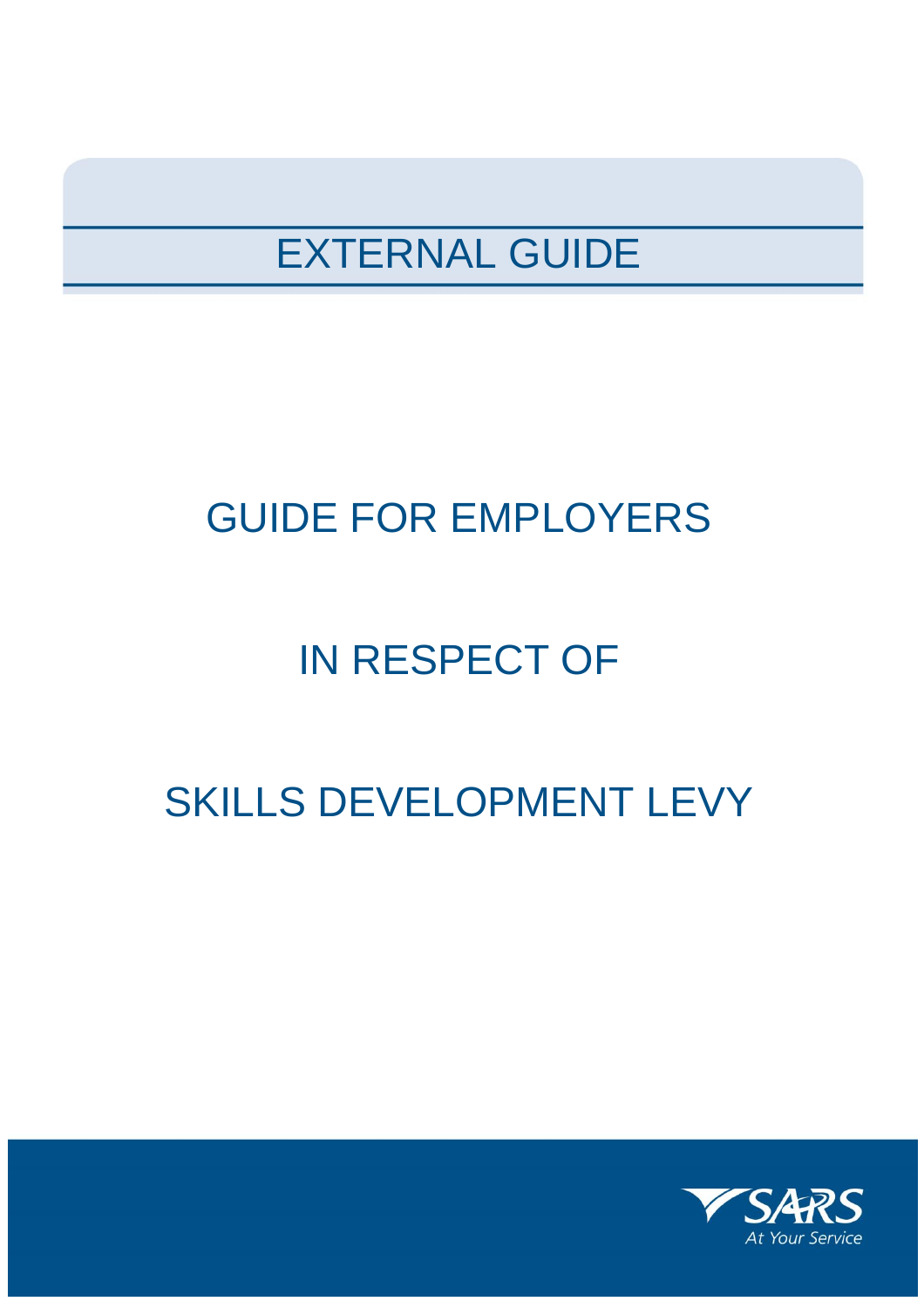EXTERNAL GUIDE

# GUIDE FOR EMPLOYERS

# IN RESPECT OF

# SKILLS DEVELOPMENT LEVY

SARS
At Your Service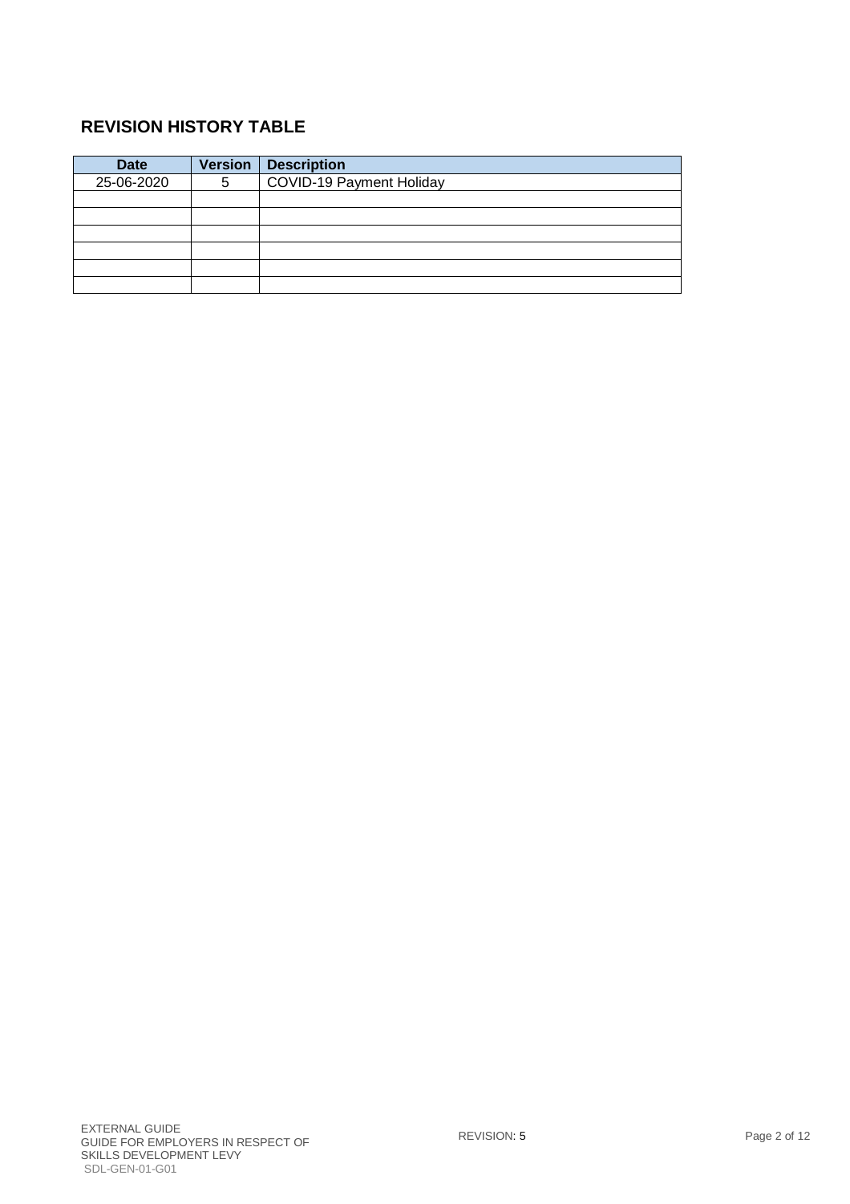## REVISION HISTORY TABLE

| Date | Version | Description |
|---|---|---|
| 25-06-2020 | 5 | COVID-19 Payment Holiday |
| | | |
| | | |
| | | |
| | | |
| | | |
| | | |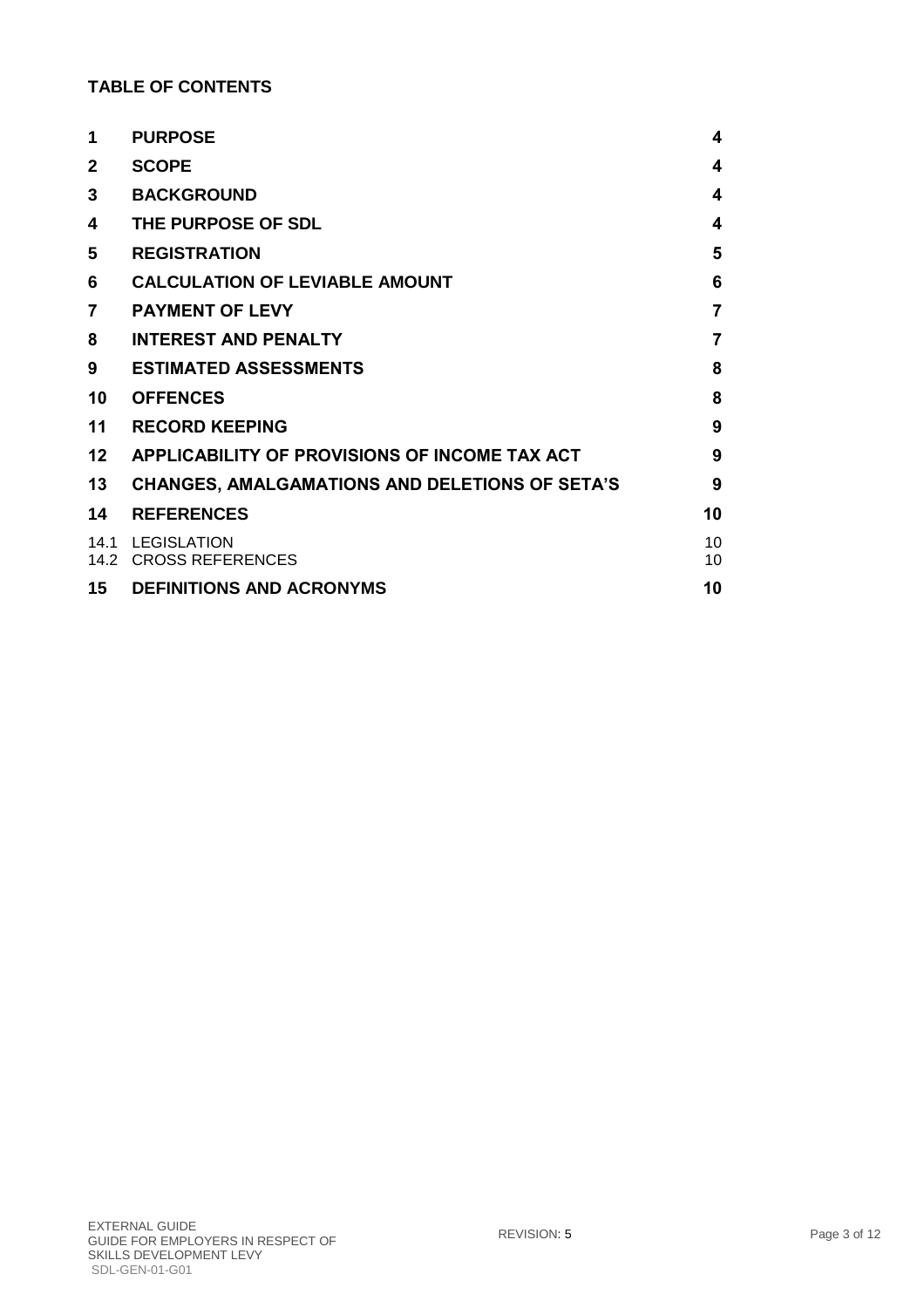**TABLE OF CONTENTS**

| | | |
|---|---|---|
| **1** | **PURPOSE** | **4** |
| **2** | **SCOPE** | **4** |
| **3** | **BACKGROUND** | **4** |
| **4** | **THE PURPOSE OF SDL** | **4** |
| **5** | **REGISTRATION** | **5** |
| **6** | **CALCULATION OF LEVIABLE AMOUNT** | **6** |
| **7** | **PAYMENT OF LEVY** | **7** |
| **8** | **INTEREST AND PENALTY** | **7** |
| **9** | **ESTIMATED ASSESSMENTS** | **8** |
| **10** | **OFFENCES** | **8** |
| **11** | **RECORD KEEPING** | **9** |
| **12** | **APPLICABILITY OF PROVISIONS OF INCOME TAX ACT** | **9** |
| **13** | **CHANGES, AMALGAMATIONS AND DELETIONS OF SETA'S** | **9** |
| **14** | **REFERENCES** | **10** |
| 14.1 | LEGISLATION | 10 |
| 14.2 | CROSS REFERENCES | 10 |
| **15** | **DEFINITIONS AND ACRONYMS** | **10** |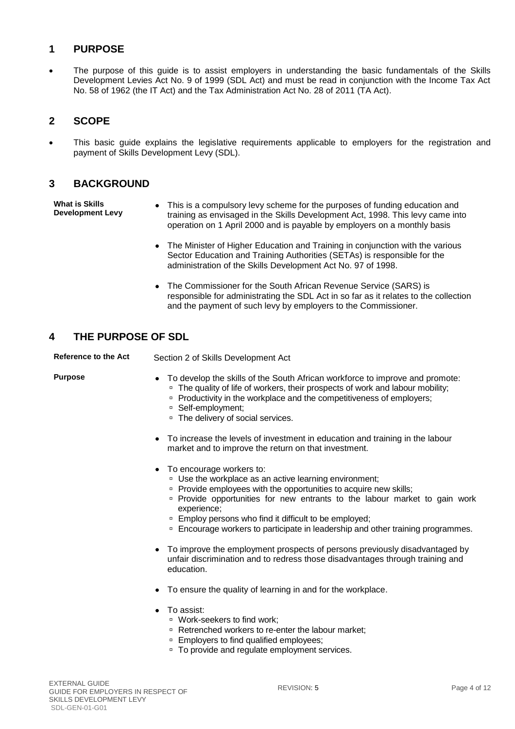## 1 PURPOSE

- The purpose of this guide is to assist employers in understanding the basic fundamentals of the Skills Development Levies Act No. 9 of 1999 (SDL Act) and must be read in conjunction with the Income Tax Act No. 58 of 1962 (the IT Act) and the Tax Administration Act No. 28 of 2011 (TA Act).

## 2 SCOPE

- This basic guide explains the legislative requirements applicable to employers for the registration and payment of Skills Development Levy (SDL).

## 3 BACKGROUND

**What is Skills Development Levy**

- This is a compulsory levy scheme for the purposes of funding education and training as envisaged in the Skills Development Act, 1998. This levy came into operation on 1 April 2000 and is payable by employers on a monthly basis
- The Minister of Higher Education and Training in conjunction with the various Sector Education and Training Authorities (SETAs) is responsible for the administration of the Skills Development Act No. 97 of 1998.
- The Commissioner for the South African Revenue Service (SARS) is responsible for administrating the SDL Act in so far as it relates to the collection and the payment of such levy by employers to the Commissioner.

## 4 THE PURPOSE OF SDL

**Reference to the Act**

Section 2 of Skills Development Act

**Purpose**

- To develop the skills of the South African workforce to improve and promote:
  - The quality of life of workers, their prospects of work and labour mobility;
  - Productivity in the workplace and the competitiveness of employers;
  - Self-employment;
  - The delivery of social services.
- To increase the levels of investment in education and training in the labour market and to improve the return on that investment.
- To encourage workers to:
  - Use the workplace as an active learning environment;
  - Provide employees with the opportunities to acquire new skills;
  - Provide opportunities for new entrants to the labour market to gain work experience;
  - Employ persons who find it difficult to be employed;
  - Encourage workers to participate in leadership and other training programmes.
- To improve the employment prospects of persons previously disadvantaged by unfair discrimination and to redress those disadvantages through training and education.
- To ensure the quality of learning in and for the workplace.
- To assist:
  - Work-seekers to find work;
  - Retrenched workers to re-enter the labour market;
  - Employers to find qualified employees;
  - To provide and regulate employment services.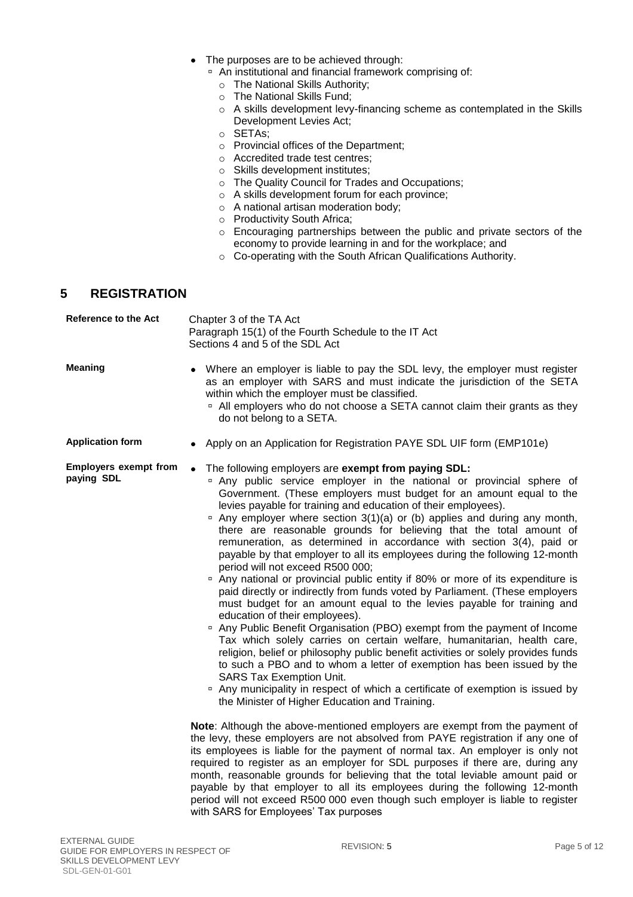- The purposes are to be achieved through:
  - An institutional and financial framework comprising of:
    - The National Skills Authority;
    - The National Skills Fund;
    - A skills development levy-financing scheme as contemplated in the Skills Development Levies Act;
    - SETAs;
    - Provincial offices of the Department;
    - Accredited trade test centres;
    - Skills development institutes;
    - The Quality Council for Trades and Occupations;
    - A skills development forum for each province;
    - A national artisan moderation body;
    - Productivity South Africa;
    - Encouraging partnerships between the public and private sectors of the economy to provide learning in and for the workplace; and
    - Co-operating with the South African Qualifications Authority.

## 5 REGISTRATION

**Reference to the Act**

Chapter 3 of the TA Act
Paragraph 15(1) of the Fourth Schedule to the IT Act
Sections 4 and 5 of the SDL Act

**Meaning**

- Where an employer is liable to pay the SDL levy, the employer must register as an employer with SARS and must indicate the jurisdiction of the SETA within which the employer must be classified.
  - All employers who do not choose a SETA cannot claim their grants as they do not belong to a SETA.

**Application form**

- Apply on an Application for Registration PAYE SDL UIF form (EMP101e)

**Employers exempt from paying SDL**

- The following employers are **exempt from paying SDL:**
  - Any public service employer in the national or provincial sphere of Government. (These employers must budget for an amount equal to the levies payable for training and education of their employees).
  - Any employer where section 3(1)(a) or (b) applies and during any month, there are reasonable grounds for believing that the total amount of remuneration, as determined in accordance with section 3(4), paid or payable by that employer to all its employees during the following 12-month period will not exceed R500 000;
  - Any national or provincial public entity if 80% or more of its expenditure is paid directly or indirectly from funds voted by Parliament. (These employers must budget for an amount equal to the levies payable for training and education of their employees).
  - Any Public Benefit Organisation (PBO) exempt from the payment of Income Tax which solely carries on certain welfare, humanitarian, health care, religion, belief or philosophy public benefit activities or solely provides funds to such a PBO and to whom a letter of exemption has been issued by the SARS Tax Exemption Unit.
  - Any municipality in respect of which a certificate of exemption is issued by the Minister of Higher Education and Training.

**Note**: Although the above-mentioned employers are exempt from the payment of the levy, these employers are not absolved from PAYE registration if any one of its employees is liable for the payment of normal tax. An employer is only not required to register as an employer for SDL purposes if there are, during any month, reasonable grounds for believing that the total leviable amount paid or payable by that employer to all its employees during the following 12-month period will not exceed R500 000 even though such employer is liable to register with SARS for Employees' Tax purposes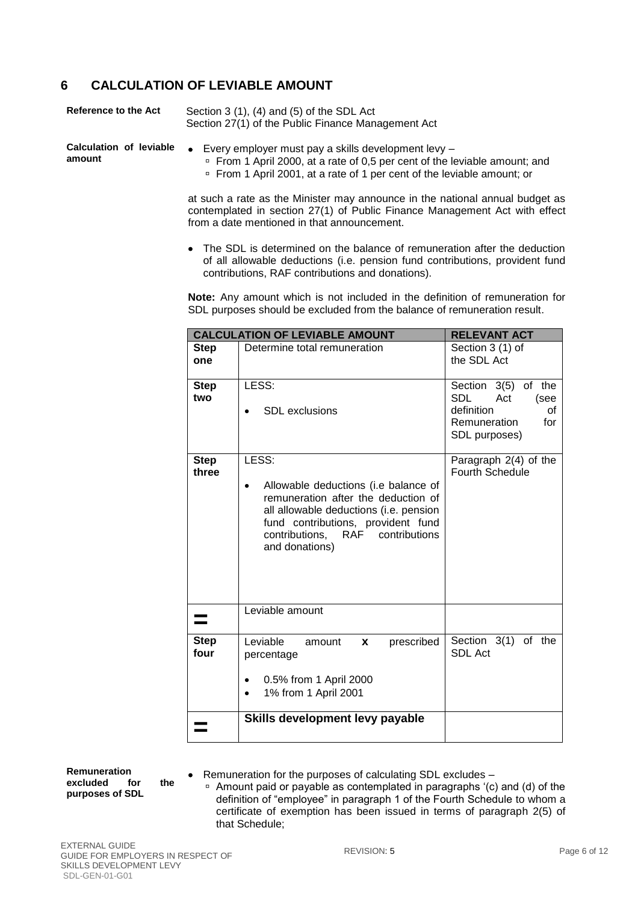## 6 CALCULATION OF LEVIABLE AMOUNT

**Reference to the Act**

Section 3 (1), (4) and (5) of the SDL Act
Section 27(1) of the Public Finance Management Act

**Calculation of leviable amount**

- Every employer must pay a skills development levy –
  - From 1 April 2000, at a rate of 0,5 per cent of the leviable amount; and
  - From 1 April 2001, at a rate of 1 per cent of the leviable amount; or

at such a rate as the Minister may announce in the national annual budget as contemplated in section 27(1) of Public Finance Management Act with effect from a date mentioned in that announcement.

- The SDL is determined on the balance of remuneration after the deduction of all allowable deductions (i.e. pension fund contributions, provident fund contributions, RAF contributions and donations).

**Note:** Any amount which is not included in the definition of remuneration for SDL purposes should be excluded from the balance of remuneration result.

| CALCULATION OF LEVIABLE AMOUNT | | RELEVANT ACT |
|---|---|---|
| **Step one** | Determine total remuneration | Section 3 (1) of the SDL Act |
| **Step two** | LESS:<br>• SDL exclusions | Section 3(5) of the SDL Act (see definition of Remuneration for SDL purposes) |
| **Step three** | LESS:<br>• Allowable deductions (i.e balance of remuneration after the deduction of all allowable deductions (i.e. pension fund contributions, provident fund contributions, RAF contributions and donations) | Paragraph 2(4) of the Fourth Schedule |
| **=** | Leviable amount | |
| **Step four** | Leviable amount **x** prescribed percentage<br>• 0.5% from 1 April 2000<br>• 1% from 1 April 2001 | Section 3(1) of the SDL Act |
| **=** | **Skills development levy payable** | |

**Remuneration excluded for the purposes of SDL**

- Remuneration for the purposes of calculating SDL excludes –
  - Amount paid or payable as contemplated in paragraphs '(c) and (d) of the definition of "employee" in paragraph 1 of the Fourth Schedule to whom a certificate of exemption has been issued in terms of paragraph 2(5) of that Schedule;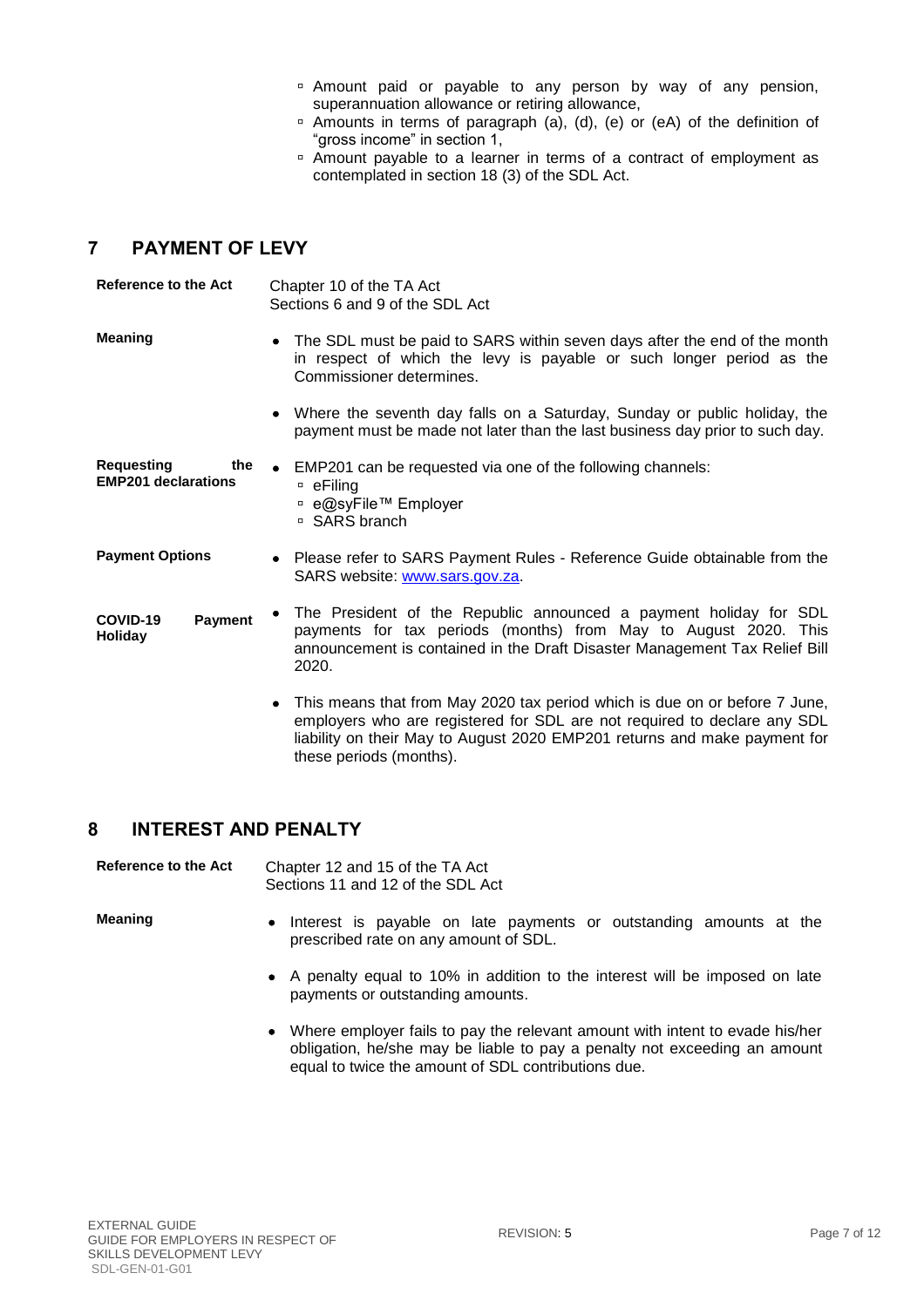- Amount paid or payable to any person by way of any pension, superannuation allowance or retiring allowance,
- Amounts in terms of paragraph (a), (d), (e) or (eA) of the definition of "gross income" in section 1,
- Amount payable to a learner in terms of a contract of employment as contemplated in section 18 (3) of the SDL Act.

## 7 PAYMENT OF LEVY

**Reference to the Act**

Chapter 10 of the TA Act
Sections 6 and 9 of the SDL Act

**Meaning**

- The SDL must be paid to SARS within seven days after the end of the month in respect of which the levy is payable or such longer period as the Commissioner determines.
- Where the seventh day falls on a Saturday, Sunday or public holiday, the payment must be made not later than the last business day prior to such day.

**Requesting the EMP201 declarations**

- EMP201 can be requested via one of the following channels:
  - eFiling
  - e@syFile™ Employer
  - SARS branch

**Payment Options**

- Please refer to SARS Payment Rules - Reference Guide obtainable from the SARS website: www.sars.gov.za.

**COVID-19 Payment Holiday**

- The President of the Republic announced a payment holiday for SDL payments for tax periods (months) from May to August 2020. This announcement is contained in the Draft Disaster Management Tax Relief Bill 2020.
- This means that from May 2020 tax period which is due on or before 7 June, employers who are registered for SDL are not required to declare any SDL liability on their May to August 2020 EMP201 returns and make payment for these periods (months).

## 8 INTEREST AND PENALTY

**Reference to the Act**

Chapter 12 and 15 of the TA Act
Sections 11 and 12 of the SDL Act

**Meaning**

- Interest is payable on late payments or outstanding amounts at the prescribed rate on any amount of SDL.
- A penalty equal to 10% in addition to the interest will be imposed on late payments or outstanding amounts.
- Where employer fails to pay the relevant amount with intent to evade his/her obligation, he/she may be liable to pay a penalty not exceeding an amount equal to twice the amount of SDL contributions due.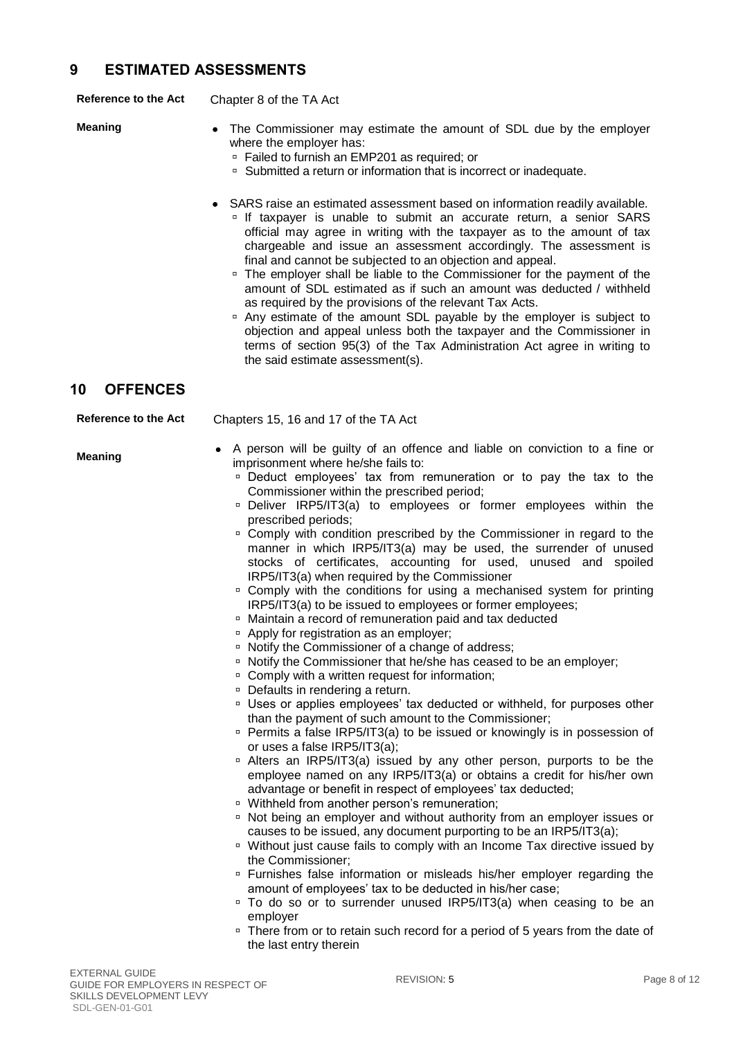## 9 ESTIMATED ASSESSMENTS

**Reference to the Act** Chapter 8 of the TA Act

**Meaning**

- The Commissioner may estimate the amount of SDL due by the employer where the employer has:
  - Failed to furnish an EMP201 as required; or
  - Submitted a return or information that is incorrect or inadequate.
- SARS raise an estimated assessment based on information readily available.
  - If taxpayer is unable to submit an accurate return, a senior SARS official may agree in writing with the taxpayer as to the amount of tax chargeable and issue an assessment accordingly. The assessment is final and cannot be subjected to an objection and appeal.
  - The employer shall be liable to the Commissioner for the payment of the amount of SDL estimated as if such an amount was deducted / withheld as required by the provisions of the relevant Tax Acts.
  - Any estimate of the amount SDL payable by the employer is subject to objection and appeal unless both the taxpayer and the Commissioner in terms of section 95(3) of the Tax Administration Act agree in writing to the said estimate assessment(s).

## 10 OFFENCES

**Reference to the Act** Chapters 15, 16 and 17 of the TA Act

**Meaning**

- A person will be guilty of an offence and liable on conviction to a fine or imprisonment where he/she fails to:
  - Deduct employees' tax from remuneration or to pay the tax to the Commissioner within the prescribed period;
  - Deliver IRP5/IT3(a) to employees or former employees within the prescribed periods;
  - Comply with condition prescribed by the Commissioner in regard to the manner in which IRP5/IT3(a) may be used, the surrender of unused stocks of certificates, accounting for used, unused and spoiled IRP5/IT3(a) when required by the Commissioner
  - Comply with the conditions for using a mechanised system for printing IRP5/IT3(a) to be issued to employees or former employees;
  - Maintain a record of remuneration paid and tax deducted
  - Apply for registration as an employer;
  - Notify the Commissioner of a change of address;
  - Notify the Commissioner that he/she has ceased to be an employer;
  - Comply with a written request for information;
  - Defaults in rendering a return.
  - Uses or applies employees' tax deducted or withheld, for purposes other than the payment of such amount to the Commissioner;
  - Permits a false IRP5/IT3(a) to be issued or knowingly is in possession of or uses a false IRP5/IT3(a);
  - Alters an IRP5/IT3(a) issued by any other person, purports to be the employee named on any IRP5/IT3(a) or obtains a credit for his/her own advantage or benefit in respect of employees' tax deducted;
  - Withheld from another person's remuneration;
  - Not being an employer and without authority from an employer issues or causes to be issued, any document purporting to be an IRP5/IT3(a);
  - Without just cause fails to comply with an Income Tax directive issued by the Commissioner;
  - Furnishes false information or misleads his/her employer regarding the amount of employees' tax to be deducted in his/her case;
  - To do so or to surrender unused IRP5/IT3(a) when ceasing to be an employer
  - There from or to retain such record for a period of 5 years from the date of the last entry therein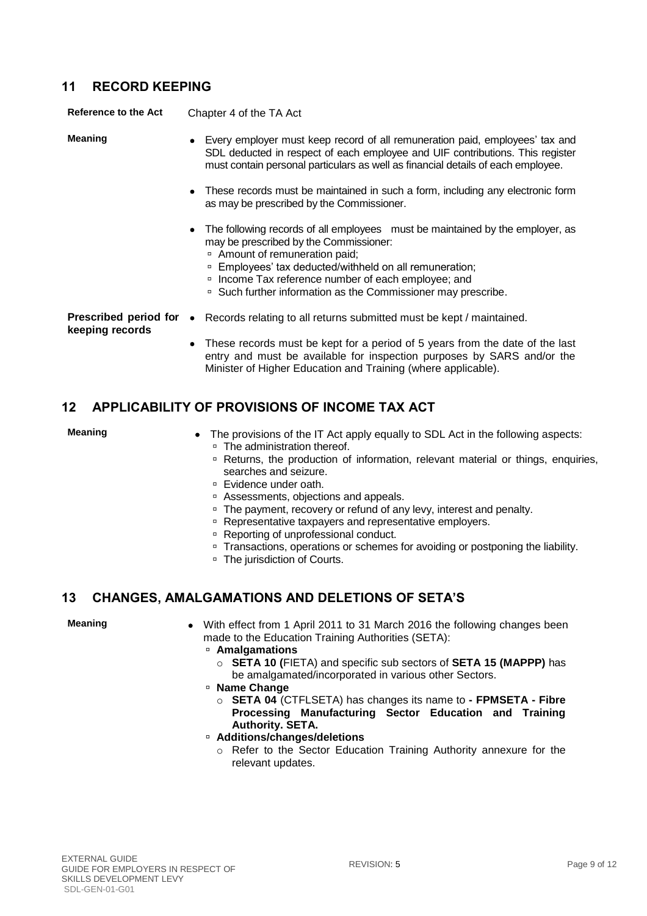## 11 RECORD KEEPING

| | |
|---|---|
| **Reference to the Act** | Chapter 4 of the TA Act |
| **Meaning** | • Every employer must keep record of all remuneration paid, employees' tax and SDL deducted in respect of each employee and UIF contributions. This register must contain personal particulars as well as financial details of each employee.<br>• These records must be maintained in such a form, including any electronic form as may be prescribed by the Commissioner.<br>• The following records of all employees must be maintained by the employer, as may be prescribed by the Commissioner:<br>▫ Amount of remuneration paid;<br>▫ Employees' tax deducted/withheld on all remuneration;<br>▫ Income Tax reference number of each employee; and<br>▫ Such further information as the Commissioner may prescribe. |
| **Prescribed period for keeping records** | • Records relating to all returns submitted must be kept / maintained.<br>• These records must be kept for a period of 5 years from the date of the last entry and must be available for inspection purposes by SARS and/or the Minister of Higher Education and Training (where applicable). |

## 12 APPLICABILITY OF PROVISIONS OF INCOME TAX ACT

| | |
|---|---|
| **Meaning** | • The provisions of the IT Act apply equally to SDL Act in the following aspects:<br>▫ The administration thereof.<br>▫ Returns, the production of information, relevant material or things, enquiries, searches and seizure.<br>▫ Evidence under oath.<br>▫ Assessments, objections and appeals.<br>▫ The payment, recovery or refund of any levy, interest and penalty.<br>▫ Representative taxpayers and representative employers.<br>▫ Reporting of unprofessional conduct.<br>▫ Transactions, operations or schemes for avoiding or postponing the liability.<br>▫ The jurisdiction of Courts. |

## 13 CHANGES, AMALGAMATIONS AND DELETIONS OF SETA'S

| | |
|---|---|
| **Meaning** | • With effect from 1 April 2011 to 31 March 2016 the following changes been made to the Education Training Authorities (SETA):<br>▫ **Amalgamations**<br>o **SETA 10 (**FIETA) and specific sub sectors of **SETA 15 (MAPPP)** has be amalgamated/incorporated in various other Sectors.<br>▫ **Name Change**<br>o **SETA 04** (CTFLSETA) has changes its name to **- FPMSETA - Fibre Processing Manufacturing Sector Education and Training Authority. SETA.**<br>▫ **Additions/changes/deletions**<br>o Refer to the Sector Education Training Authority annexure for the relevant updates. |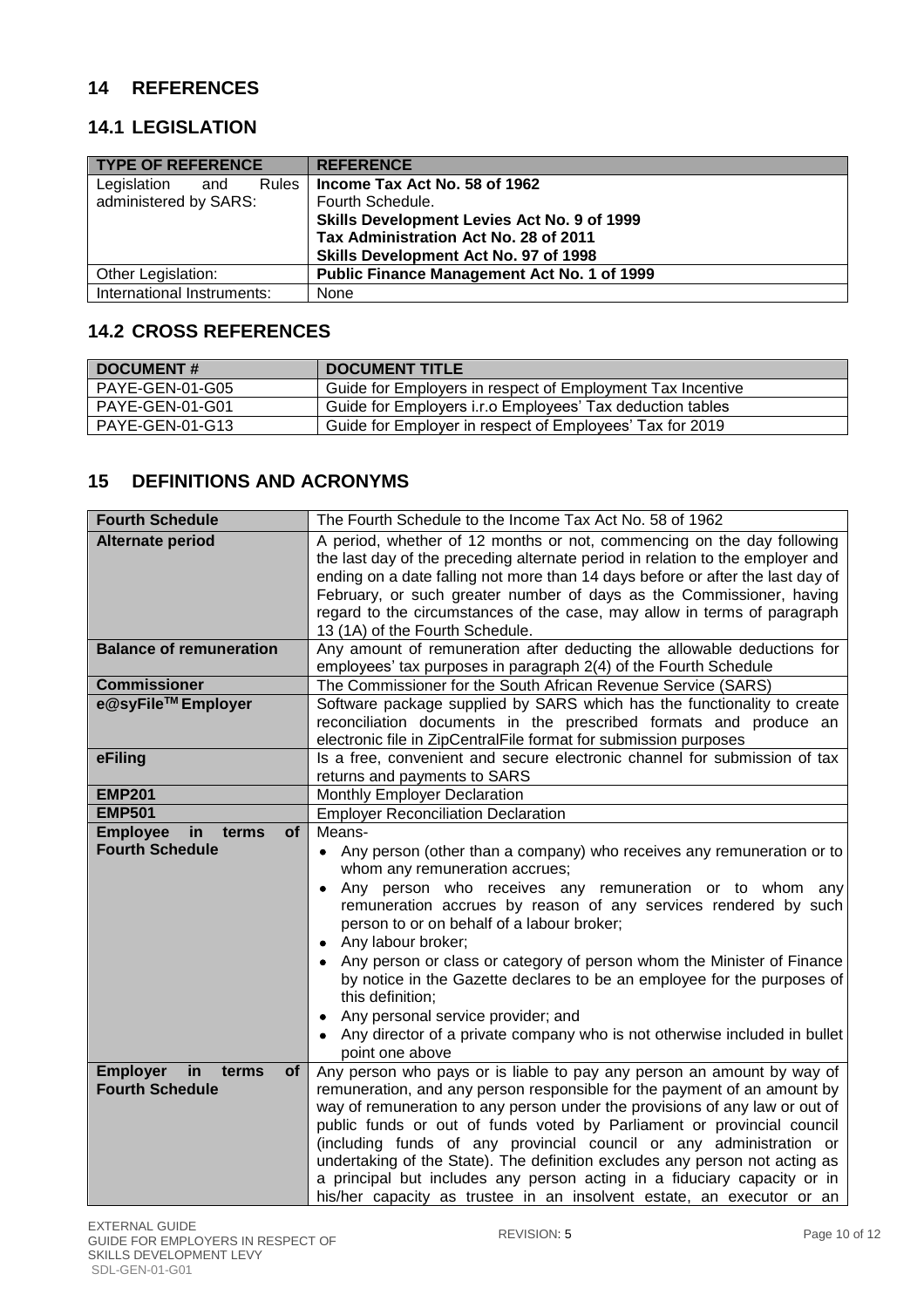## 14 REFERENCES

### 14.1 LEGISLATION

| TYPE OF REFERENCE | REFERENCE |
|---|---|
| Legislation and Rules administered by SARS: | **Income Tax Act No. 58 of 1962**<br>Fourth Schedule.<br>**Skills Development Levies Act No. 9 of 1999**<br>**Tax Administration Act No. 28 of 2011**<br>**Skills Development Act No. 97 of 1998** |
| Other Legislation: | **Public Finance Management Act No. 1 of 1999** |
| International Instruments: | None |

### 14.2 CROSS REFERENCES

| DOCUMENT # | DOCUMENT TITLE |
|---|---|
| PAYE-GEN-01-G05 | Guide for Employers in respect of Employment Tax Incentive |
| PAYE-GEN-01-G01 | Guide for Employers i.r.o Employees' Tax deduction tables |
| PAYE-GEN-01-G13 | Guide for Employer in respect of Employees' Tax for 2019 |

## 15 DEFINITIONS AND ACRONYMS

| | |
|---|---|
| **Fourth Schedule** | The Fourth Schedule to the Income Tax Act No. 58 of 1962 |
| **Alternate period** | A period, whether of 12 months or not, commencing on the day following the last day of the preceding alternate period in relation to the employer and ending on a date falling not more than 14 days before or after the last day of February, or such greater number of days as the Commissioner, having regard to the circumstances of the case, may allow in terms of paragraph 13 (1A) of the Fourth Schedule. |
| **Balance of remuneration** | Any amount of remuneration after deducting the allowable deductions for employees' tax purposes in paragraph 2(4) of the Fourth Schedule |
| **Commissioner** | The Commissioner for the South African Revenue Service (SARS) |
| **e@syFile™ Employer** | Software package supplied by SARS which has the functionality to create reconciliation documents in the prescribed formats and produce an electronic file in ZipCentralFile format for submission purposes |
| **eFiling** | Is a free, convenient and secure electronic channel for submission of tax returns and payments to SARS |
| **EMP201** | Monthly Employer Declaration |
| **EMP501** | Employer Reconciliation Declaration |
| **Employee in terms of Fourth Schedule** | Means-<br>• Any person (other than a company) who receives any remuneration or to whom any remuneration accrues;<br>• Any person who receives any remuneration or to whom any remuneration accrues by reason of any services rendered by such person to or on behalf of a labour broker;<br>• Any labour broker;<br>• Any person or class or category of person whom the Minister of Finance by notice in the Gazette declares to be an employee for the purposes of this definition;<br>• Any personal service provider; and<br>• Any director of a private company who is not otherwise included in bullet point one above |
| **Employer in terms of Fourth Schedule** | Any person who pays or is liable to pay any person an amount by way of remuneration, and any person responsible for the payment of an amount by way of remuneration to any person under the provisions of any law or out of public funds or out of funds voted by Parliament or provincial council (including funds of any provincial council or any administration or undertaking of the State). The definition excludes any person not acting as a principal but includes any person acting in a fiduciary capacity or in his/her capacity as trustee in an insolvent estate, an executor or an |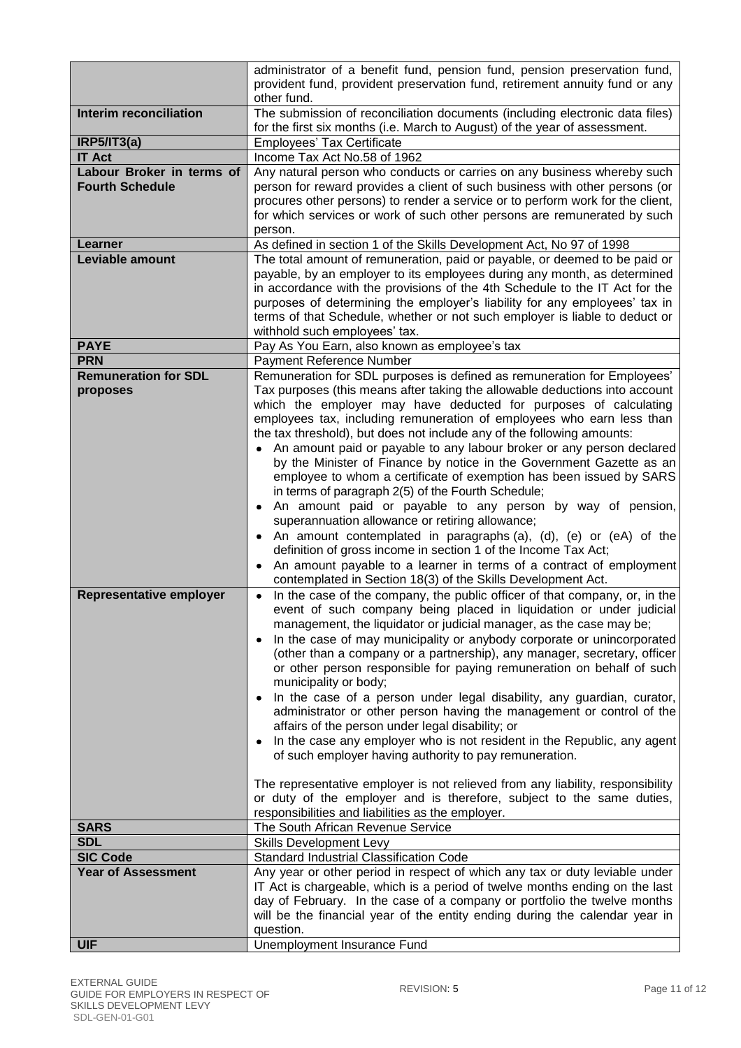| | |
|---|---|
| | administrator of a benefit fund, pension fund, pension preservation fund, provident fund, provident preservation fund, retirement annuity fund or any other fund. |
| **Interim reconciliation** | The submission of reconciliation documents (including electronic data files) for the first six months (i.e. March to August) of the year of assessment. |
| **IRP5/IT3(a)** | Employees' Tax Certificate |
| **IT Act** | Income Tax Act No.58 of 1962 |
| **Labour Broker in terms of Fourth Schedule** | Any natural person who conducts or carries on any business whereby such person for reward provides a client of such business with other persons (or procures other persons) to render a service or to perform work for the client, for which services or work of such other persons are remunerated by such person. |
| **Learner** | As defined in section 1 of the Skills Development Act, No 97 of 1998 |
| **Leviable amount** | The total amount of remuneration, paid or payable, or deemed to be paid or payable, by an employer to its employees during any month, as determined in accordance with the provisions of the 4th Schedule to the IT Act for the purposes of determining the employer's liability for any employees' tax in terms of that Schedule, whether or not such employer is liable to deduct or withhold such employees' tax. |
| **PAYE** | Pay As You Earn, also known as employee's tax |
| **PRN** | Payment Reference Number |
| **Remuneration for SDL proposes** | Remuneration for SDL purposes is defined as remuneration for Employees' Tax purposes (this means after taking the allowable deductions into account which the employer may have deducted for purposes of calculating employees tax, including remuneration of employees who earn less than the tax threshold), but does not include any of the following amounts:<br>• An amount paid or payable to any labour broker or any person declared by the Minister of Finance by notice in the Government Gazette as an employee to whom a certificate of exemption has been issued by SARS in terms of paragraph 2(5) of the Fourth Schedule;<br>• An amount paid or payable to any person by way of pension, superannuation allowance or retiring allowance;<br>• An amount contemplated in paragraphs (a), (d), (e) or (eA) of the definition of gross income in section 1 of the Income Tax Act;<br>• An amount payable to a learner in terms of a contract of employment contemplated in Section 18(3) of the Skills Development Act. |
| **Representative employer** | • In the case of the company, the public officer of that company, or, in the event of such company being placed in liquidation or under judicial management, the liquidator or judicial manager, as the case may be;<br>• In the case of may municipality or anybody corporate or unincorporated (other than a company or a partnership), any manager, secretary, officer or other person responsible for paying remuneration on behalf of such municipality or body;<br>• In the case of a person under legal disability, any guardian, curator, administrator or other person having the management or control of the affairs of the person under legal disability; or<br>• In the case any employer who is not resident in the Republic, any agent of such employer having authority to pay remuneration.<br><br>The representative employer is not relieved from any liability, responsibility or duty of the employer and is therefore, subject to the same duties, responsibilities and liabilities as the employer. |
| **SARS** | The South African Revenue Service |
| **SDL** | Skills Development Levy |
| **SIC Code** | Standard Industrial Classification Code |
| **Year of Assessment** | Any year or other period in respect of which any tax or duty leviable under IT Act is chargeable, which is a period of twelve months ending on the last day of February. In the case of a company or portfolio the twelve months will be the financial year of the entity ending during the calendar year in question. |
| **UIF** | Unemployment Insurance Fund |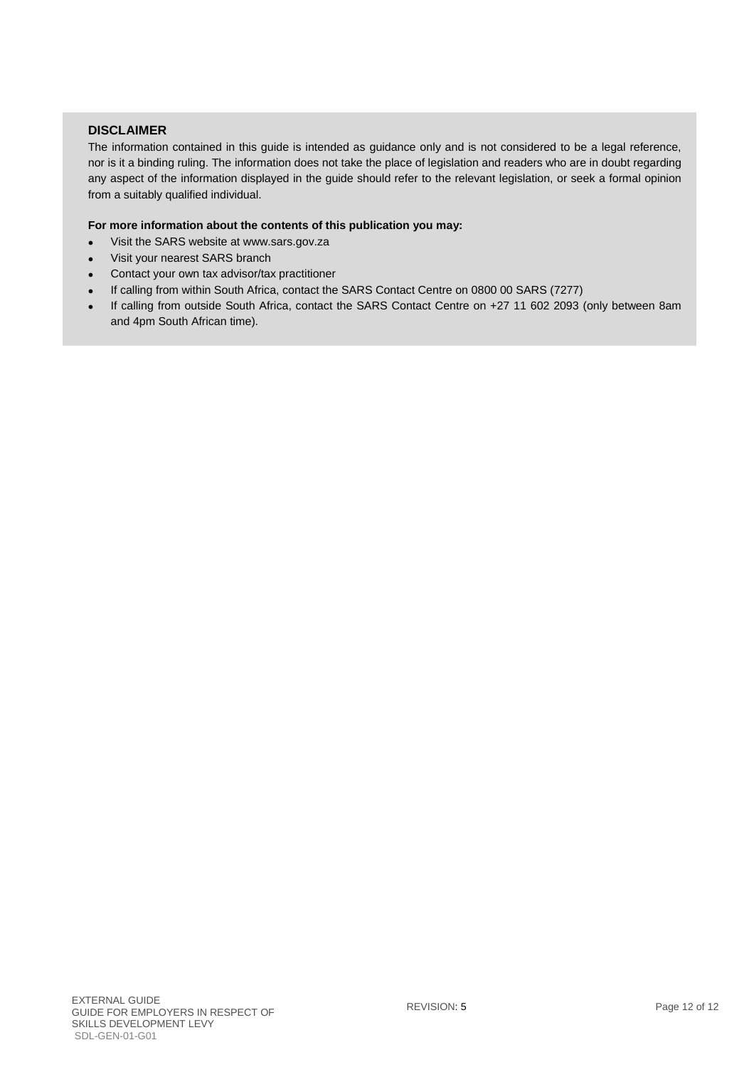## DISCLAIMER

The information contained in this guide is intended as guidance only and is not considered to be a legal reference, nor is it a binding ruling. The information does not take the place of legislation and readers who are in doubt regarding any aspect of the information displayed in the guide should refer to the relevant legislation, or seek a formal opinion from a suitably qualified individual.

**For more information about the contents of this publication you may:**

- Visit the SARS website at www.sars.gov.za
- Visit your nearest SARS branch
- Contact your own tax advisor/tax practitioner
- If calling from within South Africa, contact the SARS Contact Centre on 0800 00 SARS (7277)
- If calling from outside South Africa, contact the SARS Contact Centre on +27 11 602 2093 (only between 8am and 4pm South African time).